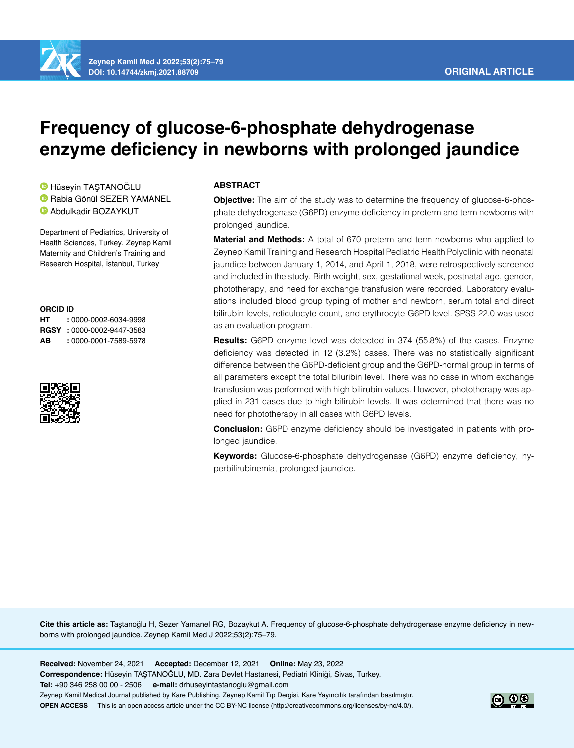ORIGINAL ARTICLE

# Frequency of glucose-6-phosphate dehydrogenase enzyme deficiency in newborns with prolonged jaundice

Hüseyin TAŞTANOĞLU
Rabia Gönül SEZER YAMANEL
Abdulkadir BOZAYKUT

Department of Pediatrics, University of Health Sciences, Turkey. Zeynep Kamil Maternity and Children's Training and Research Hospital, İstanbul, Turkey

**ORCID ID**

**HT** : 0000-0002-6034-9998
**RGSY** : 0000-0002-9447-3583
**AB** : 0000-0001-7589-5978

## ABSTRACT

**Objective:** The aim of the study was to determine the frequency of glucose-6-phosphate dehydrogenase (G6PD) enzyme deficiency in preterm and term newborns with prolonged jaundice.

**Material and Methods:** A total of 670 preterm and term newborns who applied to Zeynep Kamil Training and Research Hospital Pediatric Health Polyclinic with neonatal jaundice between January 1, 2014, and April 1, 2018, were retrospectively screened and included in the study. Birth weight, sex, gestational week, postnatal age, gender, phototherapy, and need for exchange transfusion were recorded. Laboratory evaluations included blood group typing of mother and newborn, serum total and direct bilirubin levels, reticulocyte count, and erythrocyte G6PD level. SPSS 22.0 was used as an evaluation program.

**Results:** G6PD enzyme level was detected in 374 (55.8%) of the cases. Enzyme deficiency was detected in 12 (3.2%) cases. There was no statistically significant difference between the G6PD-deficient group and the G6PD-normal group in terms of all parameters except the total biluribin level. There was no case in whom exchange transfusion was performed with high bilirubin values. However, phototherapy was applied in 231 cases due to high bilirubin levels. It was determined that there was no need for phototherapy in all cases with G6PD levels.

**Conclusion:** G6PD enzyme deficiency should be investigated in patients with prolonged jaundice.

**Keywords:** Glucose-6-phosphate dehydrogenase (G6PD) enzyme deficiency, hyperbilirubinemia, prolonged jaundice.

**Cite this article as:** Taştanoğlu H, Sezer Yamanel RG, Bozaykut A. Frequency of glucose-6-phosphate dehydrogenase enzyme deficiency in newborns with prolonged jaundice. Zeynep Kamil Med J 2022;53(2):75–79.

**Received:** November 24, 2021 **Accepted:** December 12, 2021 **Online:** May 23, 2022
**Correspondence:** Hüseyin TAŞTANOĞLU, MD. Zara Devlet Hastanesi, Pediatri Kliniği, Sivas, Turkey.
**Tel:** +90 346 258 00 00 - 2506 **e-mail:** drhuseyintastanoglu@gmail.com
Zeynep Kamil Medical Journal published by Kare Publishing. Zeynep Kamil Tıp Dergisi, Kare Yayıncılık tarafından basılmıştır.
**OPEN ACCESS** This is an open access article under the CC BY-NC license (http://creativecommons.org/licenses/by-nc/4.0/).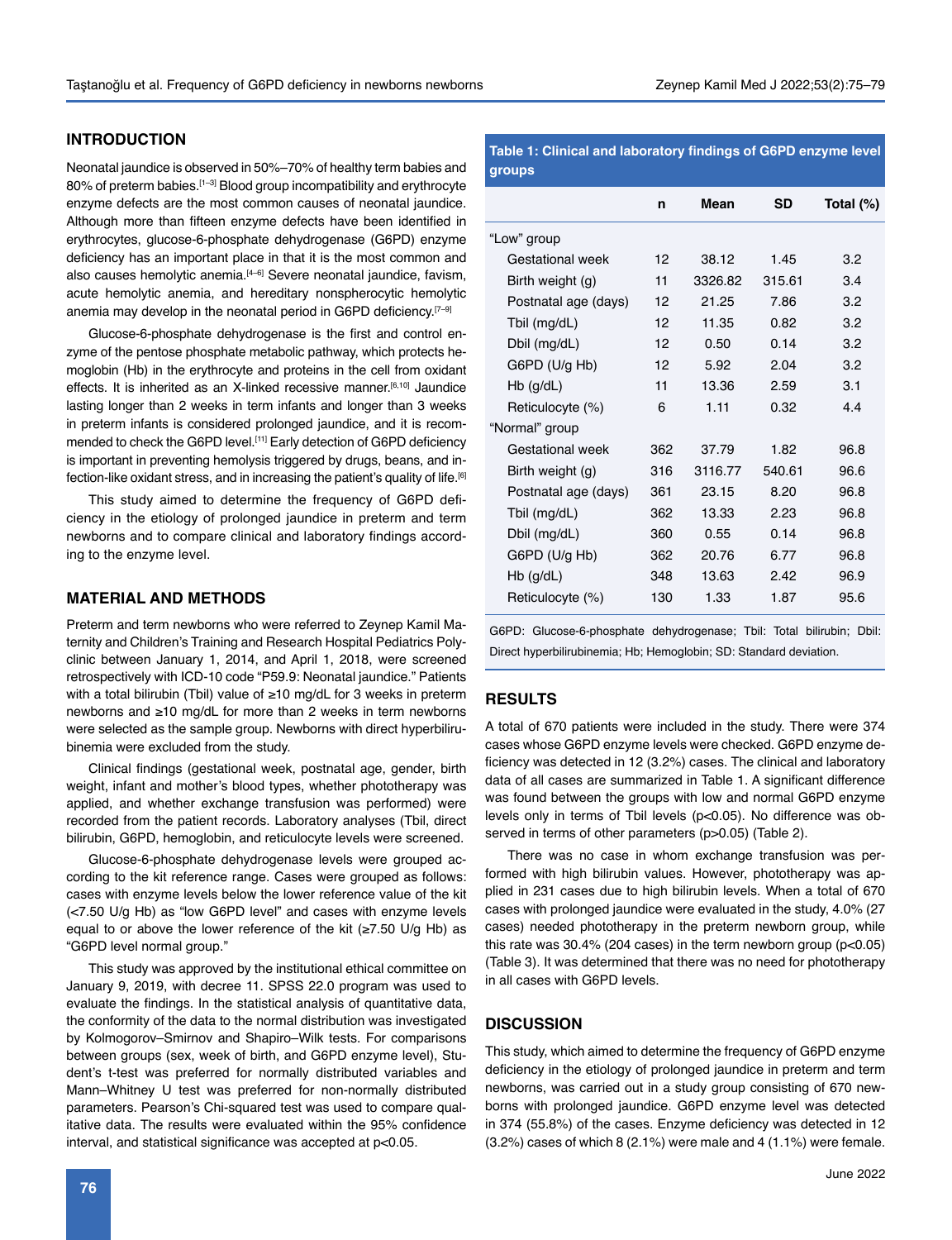## INTRODUCTION

Neonatal jaundice is observed in 50%–70% of healthy term babies and 80% of preterm babies.[1–3] Blood group incompatibility and erythrocyte enzyme defects are the most common causes of neonatal jaundice. Although more than fifteen enzyme defects have been identified in erythrocytes, glucose-6-phosphate dehydrogenase (G6PD) enzyme deficiency has an important place in that it is the most common and also causes hemolytic anemia.[4–6] Severe neonatal jaundice, favism, acute hemolytic anemia, and hereditary nonspherocytic hemolytic anemia may develop in the neonatal period in G6PD deficiency.[7–9]

Glucose-6-phosphate dehydrogenase is the first and control enzyme of the pentose phosphate metabolic pathway, which protects hemoglobin (Hb) in the erythrocyte and proteins in the cell from oxidant effects. It is inherited as an X-linked recessive manner.[6,10] Jaundice lasting longer than 2 weeks in term infants and longer than 3 weeks in preterm infants is considered prolonged jaundice, and it is recommended to check the G6PD level.[11] Early detection of G6PD deficiency is important in preventing hemolysis triggered by drugs, beans, and infection-like oxidant stress, and in increasing the patient's quality of life.[6]

This study aimed to determine the frequency of G6PD deficiency in the etiology of prolonged jaundice in preterm and term newborns and to compare clinical and laboratory findings according to the enzyme level.

## MATERIAL AND METHODS

Preterm and term newborns who were referred to Zeynep Kamil Maternity and Children's Training and Research Hospital Pediatrics Polyclinic between January 1, 2014, and April 1, 2018, were screened retrospectively with ICD-10 code "P59.9: Neonatal jaundice." Patients with a total bilirubin (Tbil) value of ≥10 mg/dL for 3 weeks in preterm newborns and ≥10 mg/dL for more than 2 weeks in term newborns were selected as the sample group. Newborns with direct hyperbilirubinemia were excluded from the study.

Clinical findings (gestational week, postnatal age, gender, birth weight, infant and mother's blood types, whether phototherapy was applied, and whether exchange transfusion was performed) were recorded from the patient records. Laboratory analyses (Tbil, direct bilirubin, G6PD, hemoglobin, and reticulocyte levels were screened.

Glucose-6-phosphate dehydrogenase levels were grouped according to the kit reference range. Cases were grouped as follows: cases with enzyme levels below the lower reference value of the kit (<7.50 U/g Hb) as "low G6PD level" and cases with enzyme levels equal to or above the lower reference of the kit (≥7.50 U/g Hb) as "G6PD level normal group."

This study was approved by the institutional ethical committee on January 9, 2019, with decree 11. SPSS 22.0 program was used to evaluate the findings. In the statistical analysis of quantitative data, the conformity of the data to the normal distribution was investigated by Kolmogorov–Smirnov and Shapiro–Wilk tests. For comparisons between groups (sex, week of birth, and G6PD enzyme level), Student's t-test was preferred for normally distributed variables and Mann–Whitney U test was preferred for non-normally distributed parameters. Pearson's Chi-squared test was used to compare qualitative data. The results were evaluated within the 95% confidence interval, and statistical significance was accepted at $p<0.05$.

**Table 1: Clinical and laboratory findings of G6PD enzyme level groups**

| | n | Mean | SD | Total (%) |
|---|---|---|---|---|
| "Low" group | | | | |
| Gestational week | 12 | 38.12 | 1.45 | 3.2 |
| Birth weight (g) | 11 | 3326.82 | 315.61 | 3.4 |
| Postnatal age (days) | 12 | 21.25 | 7.86 | 3.2 |
| Tbil (mg/dL) | 12 | 11.35 | 0.82 | 3.2 |
| Dbil (mg/dL) | 12 | 0.50 | 0.14 | 3.2 |
| G6PD (U/g Hb) | 12 | 5.92 | 2.04 | 3.2 |
| Hb (g/dL) | 11 | 13.36 | 2.59 | 3.1 |
| Reticulocyte (%) | 6 | 1.11 | 0.32 | 4.4 |
| "Normal" group | | | | |
| Gestational week | 362 | 37.79 | 1.82 | 96.8 |
| Birth weight (g) | 316 | 3116.77 | 540.61 | 96.6 |
| Postnatal age (days) | 361 | 23.15 | 8.20 | 96.8 |
| Tbil (mg/dL) | 362 | 13.33 | 2.23 | 96.8 |
| Dbil (mg/dL) | 360 | 0.55 | 0.14 | 96.8 |
| G6PD (U/g Hb) | 362 | 20.76 | 6.77 | 96.8 |
| Hb (g/dL) | 348 | 13.63 | 2.42 | 96.9 |
| Reticulocyte (%) | 130 | 1.33 | 1.87 | 95.6 |

G6PD: Glucose-6-phosphate dehydrogenase; Tbil: Total bilirubin; Dbil: Direct hyperbilirubinemia; Hb; Hemoglobin; SD: Standard deviation.

## RESULTS

A total of 670 patients were included in the study. There were 374 cases whose G6PD enzyme levels were checked. G6PD enzyme deficiency was detected in 12 (3.2%) cases. The clinical and laboratory data of all cases are summarized in Table 1. A significant difference was found between the groups with low and normal G6PD enzyme levels only in terms of Tbil levels ($p<0.05$). No difference was observed in terms of other parameters ($p>0.05$) (Table 2).

There was no case in whom exchange transfusion was performed with high bilirubin values. However, phototherapy was applied in 231 cases due to high bilirubin levels. When a total of 670 cases with prolonged jaundice were evaluated in the study, 4.0% (27 cases) needed phototherapy in the preterm newborn group, while this rate was 30.4% (204 cases) in the term newborn group ($p<0.05$) (Table 3). It was determined that there was no need for phototherapy in all cases with G6PD levels.

## DISCUSSION

This study, which aimed to determine the frequency of G6PD enzyme deficiency in the etiology of prolonged jaundice in preterm and term newborns, was carried out in a study group consisting of 670 newborns with prolonged jaundice. G6PD enzyme level was detected in 374 (55.8%) of the cases. Enzyme deficiency was detected in 12 (3.2%) cases of which 8 (2.1%) were male and 4 (1.1%) were female.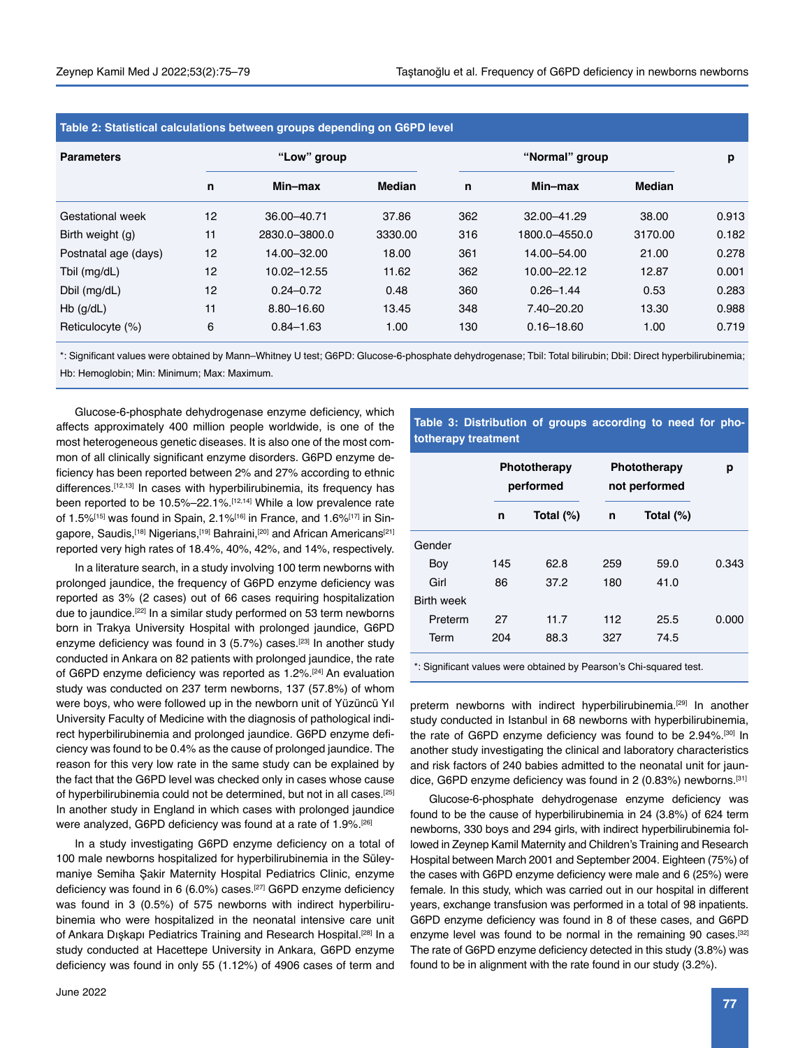**Table 2: Statistical calculations between groups depending on G6PD level**

| Parameters | "Low" group | | | "Normal" group | | | p |
|---|---|---|---|---|---|---|---|
| | n | Min–max | Median | n | Min–max | Median | |
| Gestational week | 12 | 36.00–40.71 | 37.86 | 362 | 32.00–41.29 | 38.00 | 0.913 |
| Birth weight (g) | 11 | 2830.0–3800.0 | 3330.00 | 316 | 1800.0–4550.0 | 3170.00 | 0.182 |
| Postnatal age (days) | 12 | 14.00–32.00 | 18.00 | 361 | 14.00–54.00 | 21.00 | 0.278 |
| Tbil (mg/dL) | 12 | 10.02–12.55 | 11.62 | 362 | 10.00–22.12 | 12.87 | 0.001 |
| Dbil (mg/dL) | 12 | 0.24–0.72 | 0.48 | 360 | 0.26–1.44 | 0.53 | 0.283 |
| Hb (g/dL) | 11 | 8.80–16.60 | 13.45 | 348 | 7.40–20.20 | 13.30 | 0.988 |
| Reticulocyte (%) | 6 | 0.84–1.63 | 1.00 | 130 | 0.16–18.60 | 1.00 | 0.719 |

*: Significant values were obtained by Mann–Whitney U test; G6PD: Glucose-6-phosphate dehydrogenase; Tbil: Total bilirubin; Dbil: Direct hyperbilirubinemia; Hb: Hemoglobin; Min: Minimum; Max: Maximum.

Glucose-6-phosphate dehydrogenase enzyme deficiency, which affects approximately 400 million people worldwide, is one of the most heterogeneous genetic diseases. It is also one of the most common of all clinically significant enzyme disorders. G6PD enzyme deficiency has been reported between 2% and 27% according to ethnic differences.[12,13] In cases with hyperbilirubinemia, its frequency has been reported to be 10.5%–22.1%.[12,14] While a low prevalence rate of 1.5%[15] was found in Spain, 2.1%[16] in France, and 1.6%[17] in Singapore, Saudis,[18] Nigerians,[19] Bahraini,[20] and African Americans[21] reported very high rates of 18.4%, 40%, 42%, and 14%, respectively.

In a literature search, in a study involving 100 term newborns with prolonged jaundice, the frequency of G6PD enzyme deficiency was reported as 3% (2 cases) out of 66 cases requiring hospitalization due to jaundice.[22] In a similar study performed on 53 term newborns born in Trakya University Hospital with prolonged jaundice, G6PD enzyme deficiency was found in 3 (5.7%) cases.[23] In another study conducted in Ankara on 82 patients with prolonged jaundice, the rate of G6PD enzyme deficiency was reported as 1.2%.[24] An evaluation study was conducted on 237 term newborns, 137 (57.8%) of whom were boys, who were followed up in the newborn unit of Yüzüncü Yıl University Faculty of Medicine with the diagnosis of pathological indirect hyperbilirubinemia and prolonged jaundice. G6PD enzyme deficiency was found to be 0.4% as the cause of prolonged jaundice. The reason for this very low rate in the same study can be explained by the fact that the G6PD level was checked only in cases whose cause of hyperbilirubinemia could not be determined, but not in all cases.[25] In another study in England in which cases with prolonged jaundice were analyzed, G6PD deficiency was found at a rate of 1.9%.[26]

In a study investigating G6PD enzyme deficiency on a total of 100 male newborns hospitalized for hyperbilirubinemia in the Süleymaniye Semiha Şakir Maternity Hospital Pediatrics Clinic, enzyme deficiency was found in 6 (6.0%) cases.[27] G6PD enzyme deficiency was found in 3 (0.5%) of 575 newborns with indirect hyperbilirubinemia who were hospitalized in the neonatal intensive care unit of Ankara Dışkapı Pediatrics Training and Research Hospital.[28] In a study conducted at Hacettepe University in Ankara, G6PD enzyme deficiency was found in only 55 (1.12%) of 4906 cases of term and preterm newborns with indirect hyperbilirubinemia.[29] In another study conducted in Istanbul in 68 newborns with hyperbilirubinemia, the rate of G6PD enzyme deficiency was found to be 2.94%.[30] In another study investigating the clinical and laboratory characteristics and risk factors of 240 babies admitted to the neonatal unit for jaundice, G6PD enzyme deficiency was found in 2 (0.83%) newborns.[31]

**Table 3: Distribution of groups according to need for phototherapy treatment**

| | Phototherapy performed | | Phototherapy not performed | | p |
|---|---|---|---|---|---|
| | n | Total (%) | n | Total (%) | |
| Gender | | | | | |
| Boy | 145 | 62.8 | 259 | 59.0 | 0.343 |
| Girl | 86 | 37.2 | 180 | 41.0 | |
| Birth week | | | | | |
| Preterm | 27 | 11.7 | 112 | 25.5 | 0.000 |
| Term | 204 | 88.3 | 327 | 74.5 | |

*: Significant values were obtained by Pearson's Chi-squared test.

Glucose-6-phosphate dehydrogenase enzyme deficiency was found to be the cause of hyperbilirubinemia in 24 (3.8%) of 624 term newborns, 330 boys and 294 girls, with indirect hyperbilirubinemia followed in Zeynep Kamil Maternity and Children's Training and Research Hospital between March 2001 and September 2004. Eighteen (75%) of the cases with G6PD enzyme deficiency were male and 6 (25%) were female. In this study, which was carried out in our hospital in different years, exchange transfusion was performed in a total of 98 inpatients. G6PD enzyme deficiency was found in 8 of these cases, and G6PD enzyme level was found to be normal in the remaining 90 cases.[32] The rate of G6PD enzyme deficiency detected in this study (3.8%) was found to be in alignment with the rate found in our study (3.2%).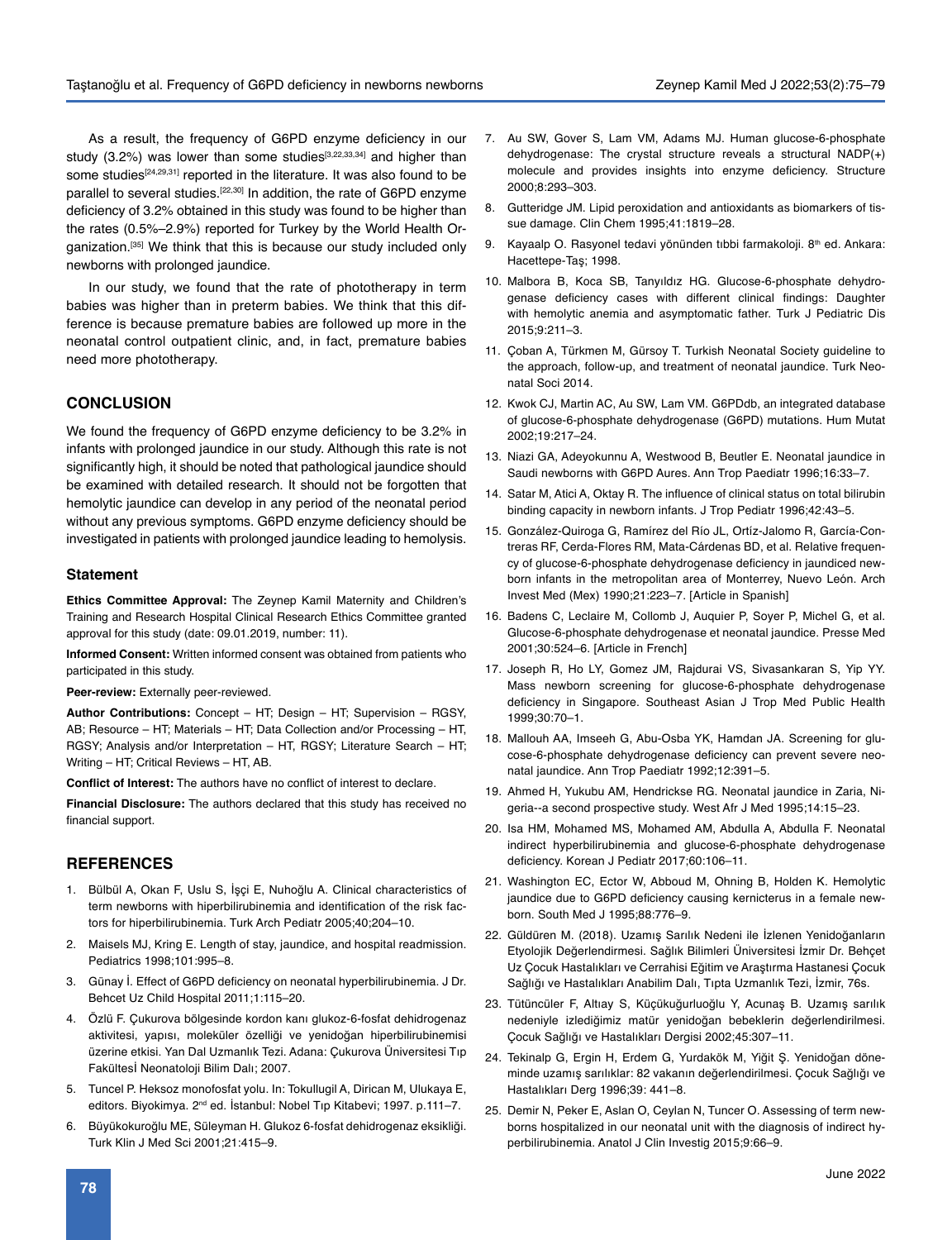As a result, the frequency of G6PD enzyme deficiency in our study (3.2%) was lower than some studies[3,22,33,34] and higher than some studies[24,29,31] reported in the literature. It was also found to be parallel to several studies.[22,30] In addition, the rate of G6PD enzyme deficiency of 3.2% obtained in this study was found to be higher than the rates (0.5%–2.9%) reported for Turkey by the World Health Organization.[35] We think that this is because our study included only newborns with prolonged jaundice.

In our study, we found that the rate of phototherapy in term babies was higher than in preterm babies. We think that this difference is because premature babies are followed up more in the neonatal control outpatient clinic, and, in fact, premature babies need more phototherapy.

## CONCLUSION

We found the frequency of G6PD enzyme deficiency to be 3.2% in infants with prolonged jaundice in our study. Although this rate is not significantly high, it should be noted that pathological jaundice should be examined with detailed research. It should not be forgotten that hemolytic jaundice can develop in any period of the neonatal period without any previous symptoms. G6PD enzyme deficiency should be investigated in patients with prolonged jaundice leading to hemolysis.

### Statement

**Ethics Committee Approval:** The Zeynep Kamil Maternity and Children's Training and Research Hospital Clinical Research Ethics Committee granted approval for this study (date: 09.01.2019, number: 11).

**Informed Consent:** Written informed consent was obtained from patients who participated in this study.

**Peer-review:** Externally peer-reviewed.

**Author Contributions:** Concept – HT; Design – HT; Supervision – RGSY, AB; Resource – HT; Materials – HT; Data Collection and/or Processing – HT, RGSY; Analysis and/or Interpretation – HT, RGSY; Literature Search – HT; Writing – HT; Critical Reviews – HT, AB.

**Conflict of Interest:** The authors have no conflict of interest to declare.

**Financial Disclosure:** The authors declared that this study has received no financial support.

## REFERENCES

1. Bülbül A, Okan F, Uslu S, İşçi E, Nuhoğlu A. Clinical characteristics of term newborns with hiperbilirubinemia and identification of the risk factors for hiperbilirubinemia. Turk Arch Pediatr 2005;40;204–10.
2. Maisels MJ, Kring E. Length of stay, jaundice, and hospital readmission. Pediatrics 1998;101:995–8.
3. Günay İ. Effect of G6PD deficiency on neonatal hyperbilirubinemia. J Dr. Behcet Uz Child Hospital 2011;1:115–20.
4. Özlü F. Çukurova bölgesinde kordon kanı glukoz-6-fosfat dehidrogenaz aktivitesi, yapısı, moleküler özelliği ve yenidoğan hiperbilirubinemisi üzerine etkisi. Yan Dal Uzmanlık Tezi. Adana: Çukurova Üniversitesi Tıp Fakültesİ Neonatoloji Bilim Dalı; 2007.
5. Tuncel P. Heksoz monofosfat yolu. In: Tokullugil A, Dirican M, Ulukaya E, editors. Biyokimya. 2nd ed. İstanbul: Nobel Tıp Kitabevi; 1997. p.111–7.
6. Büyükokuroğlu ME, Süleyman H. Glukoz 6-fosfat dehidrogenaz eksikliği. Turk Klin J Med Sci 2001;21:415–9.
7. Au SW, Gover S, Lam VM, Adams MJ. Human glucose-6-phosphate dehydrogenase: The crystal structure reveals a structural NADP(+) molecule and provides insights into enzyme deficiency. Structure 2000;8:293–303.
8. Gutteridge JM. Lipid peroxidation and antioxidants as biomarkers of tissue damage. Clin Chem 1995;41:1819–28.
9. Kayaalp O. Rasyonel tedavi yönünden tıbbi farmakoloji. 8th ed. Ankara: Hacettepe-Taş; 1998.
10. Malbora B, Koca SB, Tanyıldız HG. Glucose-6-phosphate dehydrogenase deficiency cases with different clinical findings: Daughter with hemolytic anemia and asymptomatic father. Turk J Pediatric Dis 2015;9:211–3.
11. Çoban A, Türkmen M, Gürsoy T. Turkish Neonatal Society guideline to the approach, follow-up, and treatment of neonatal jaundice. Turk Neonatal Soci 2014.
12. Kwok CJ, Martin AC, Au SW, Lam VM. G6PDdb, an integrated database of glucose-6-phosphate dehydrogenase (G6PD) mutations. Hum Mutat 2002;19:217–24.
13. Niazi GA, Adeyokunnu A, Westwood B, Beutler E. Neonatal jaundice in Saudi newborns with G6PD Aures. Ann Trop Paediatr 1996;16:33–7.
14. Satar M, Atici A, Oktay R. The influence of clinical status on total bilirubin binding capacity in newborn infants. J Trop Pediatr 1996;42:43–5.
15. González-Quiroga G, Ramírez del Río JL, Ortíz-Jalomo R, García-Contreras RF, Cerda-Flores RM, Mata-Cárdenas BD, et al. Relative frequency of glucose-6-phosphate dehydrogenase deficiency in jaundiced newborn infants in the metropolitan area of Monterrey, Nuevo León. Arch Invest Med (Mex) 1990;21:223–7. [Article in Spanish]
16. Badens C, Leclaire M, Collomb J, Auquier P, Soyer P, Michel G, et al. Glucose-6-phosphate dehydrogenase et neonatal jaundice. Presse Med 2001;30:524–6. [Article in French]
17. Joseph R, Ho LY, Gomez JM, Rajdurai VS, Sivasankaran S, Yip YY. Mass newborn screening for glucose-6-phosphate dehydrogenase deficiency in Singapore. Southeast Asian J Trop Med Public Health 1999;30:70–1.
18. Mallouh AA, Imseeh G, Abu-Osba YK, Hamdan JA. Screening for glucose-6-phosphate dehydrogenase deficiency can prevent severe neonatal jaundice. Ann Trop Paediatr 1992;12:391–5.
19. Ahmed H, Yukubu AM, Hendrickse RG. Neonatal jaundice in Zaria, Nigeria--a second prospective study. West Afr J Med 1995;14:15–23.
20. Isa HM, Mohamed MS, Mohamed AM, Abdulla A, Abdulla F. Neonatal indirect hyperbilirubinemia and glucose-6-phosphate dehydrogenase deficiency. Korean J Pediatr 2017;60:106–11.
21. Washington EC, Ector W, Abboud M, Ohning B, Holden K. Hemolytic jaundice due to G6PD deficiency causing kernicterus in a female newborn. South Med J 1995;88:776–9.
22. Güldüren M. (2018). Uzamış Sarılık Nedeni ile İzlenen Yenidoğanların Etyolojik Değerlendirmesi. Sağlık Bilimleri Üniversitesi İzmir Dr. Behçet Uz Çocuk Hastalıkları ve Cerrahisi Eğitim ve Araştırma Hastanesi Çocuk Sağlığı ve Hastalıkları Anabilim Dalı, Tıpta Uzmanlık Tezi, İzmir, 76s.
23. Tütüncüler F, Altıay S, Küçükuğurluoğlu Y, Acunaş B. Uzamış sarılık nedeniyle izlediğimiz matür yenidoğan bebeklerin değerlendirilmesi. Çocuk Sağlığı ve Hastalıkları Dergisi 2002;45:307–11.
24. Tekinalp G, Ergin H, Erdem G, Yurdakök M, Yiğit Ş. Yenidoğan döneminde uzamış sarılıklar: 82 vakanın değerlendirilmesi. Çocuk Sağlığı ve Hastalıkları Derg 1996;39: 441–8.
25. Demir N, Peker E, Aslan O, Ceylan N, Tuncer O. Assessing of term newborns hospitalized in our neonatal unit with the diagnosis of indirect hyperbilirubinemia. Anatol J Clin Investig 2015;9:66–9.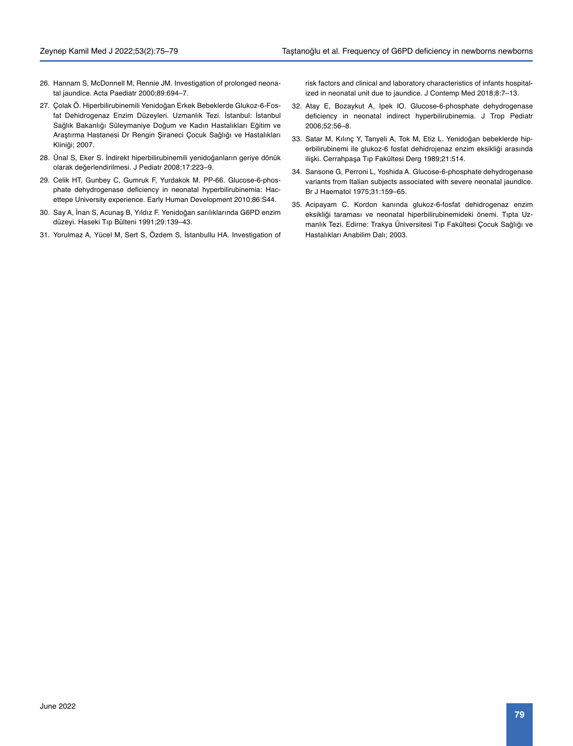26. Hannam S, McDonnell M, Rennie JM. Investigation of prolonged neonatal jaundice. Acta Paediatr 2000;89:694–7.
27. Çolak Ö. Hiperbilirubinemili Yenidoğan Erkek Bebeklerde Glukoz-6-Fosfat Dehidrogenaz Enzim Düzeyleri. Uzmanlık Tezi. İstanbul: İstanbul Sağlık Bakanlığı Süleymaniye Doğum ve Kadın Hastalıkları Eğitim ve Araştırma Hastanesi Dr Rengin Şiraneci Çocuk Sağlığı ve Hastalıkları Kliniği; 2007.
28. Ünal S, Eker S. İndirekt hiperbilirubinemili yenidoğanların geriye dönük olarak değerlendirilmesi. J Pediatr 2008;17:223–9.
29. Celik HT, Gunbey C, Gumruk F, Yurdakok M. PP-66. Glucose-6-phosphate dehydrogenase deficiency in neonatal hyperbilirubinemia: Hacettepe University experience. Early Human Development 2010;86:S44.
30. Say A, İnan S, Acunaş B, Yıldız F. Yenidoğan sarılıklarında G6PD enzim düzeyi. Haseki Tıp Bülteni 1991;29:139–43.
31. Yorulmaz A, Yücel M, Sert S, Özdem S, İstanbullu HA. Investigation of risk factors and clinical and laboratory characteristics of infants hospitalized in neonatal unit due to jaundice. J Contemp Med 2018;8:7–13.
32. Atay E, Bozaykut A, Ipek IO. Glucose-6-phosphate dehydrogenase deficiency in neonatal indirect hyperbilirubinemia. J Trop Pediatr 2006;52:56–8.
33. Satar M, Kılınç Y, Tanyeli A, Tok M, Etiz L. Yenidoğan bebeklerde hiperbilirubinemi ile glukoz-6 fosfat dehidrojenaz enzim eksikliği arasında ilişki. Cerrahpaşa Tıp Fakültesi Derg 1989;21:514.
34. Sansone G, Perroni L, Yoshida A. Glucose-6-phosphate dehydrogenase variants from Italian subjects associated with severe neonatal jaundice. Br J Haematol 1975;31:159–65.
35. Acipayam C. Kordon kanında glukoz-6-fosfat dehidrogenaz enzim eksikliği taraması ve neonatal hiperbilirubinemideki önemi. Tıpta Uzmanlık Tezi. Edirne: Trakya Üniversitesi Tıp Fakültesi Çocuk Sağlığı ve Hastalıkları Anabilim Dalı; 2003.